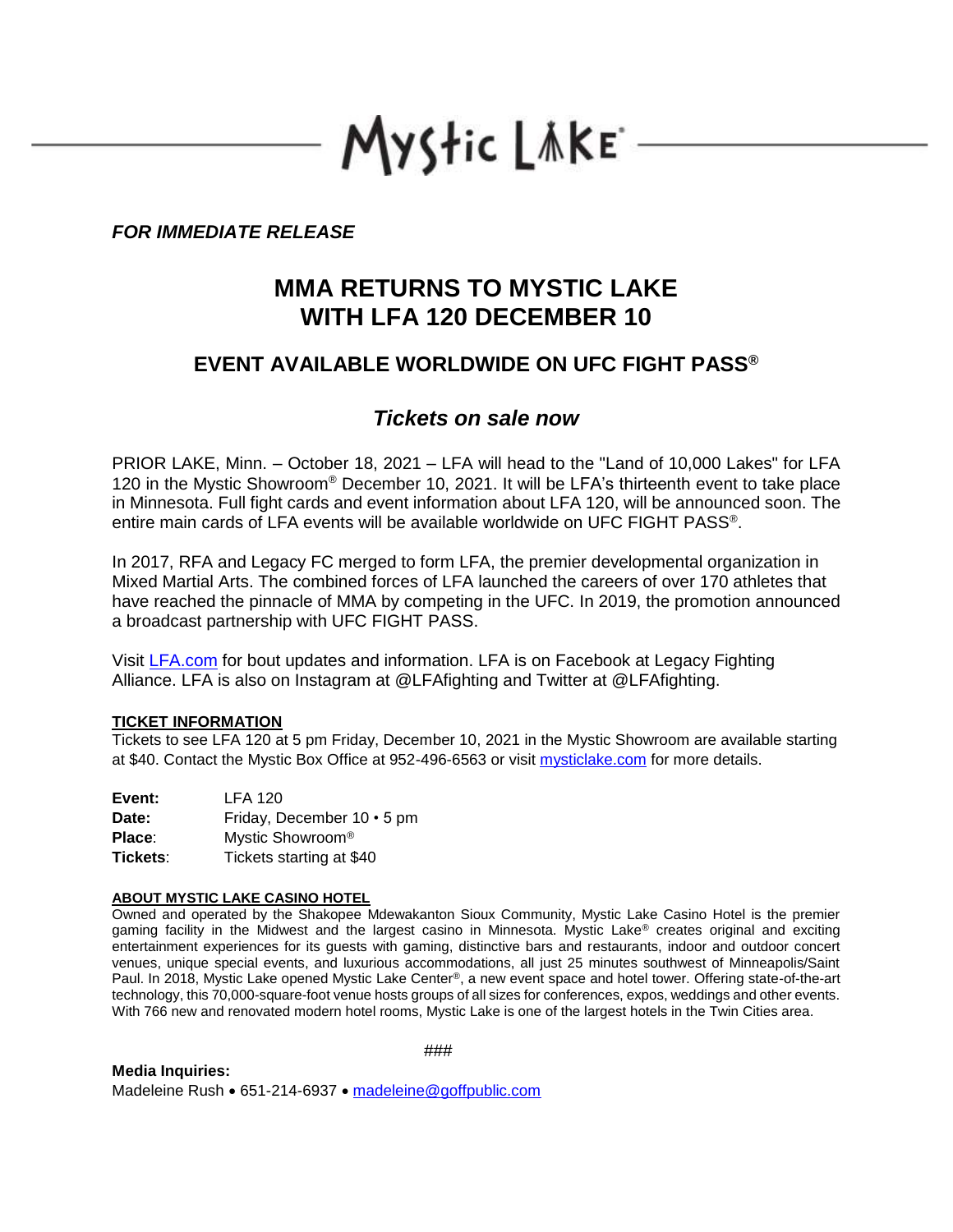Mystic Lake

***FOR IMMEDIATE RELEASE***

# MMA RETURNS TO MYSTIC LAKE WITH LFA 120 DECEMBER 10

## EVENT AVAILABLE WORLDWIDE ON UFC FIGHT PASS®

## *Tickets on sale now*

PRIOR LAKE, Minn. – October 18, 2021 – LFA will head to the "Land of 10,000 Lakes" for LFA 120 in the Mystic Showroom® December 10, 2021. It will be LFA's thirteenth event to take place in Minnesota. Full fight cards and event information about LFA 120, will be announced soon. The entire main cards of LFA events will be available worldwide on UFC FIGHT PASS®.

In 2017, RFA and Legacy FC merged to form LFA, the premier developmental organization in Mixed Martial Arts. The combined forces of LFA launched the careers of over 170 athletes that have reached the pinnacle of MMA by competing in the UFC. In 2019, the promotion announced a broadcast partnership with UFC FIGHT PASS.

Visit [LFA.com](LFA.com) for bout updates and information. LFA is on Facebook at Legacy Fighting Alliance. LFA is also on Instagram at @LFAfighting and Twitter at @LFAfighting.

**TICKET INFORMATION**

Tickets to see LFA 120 at 5 pm Friday, December 10, 2021 in the Mystic Showroom are available starting at $40. Contact the Mystic Box Office at 952-496-6563 or visit [mysticlake.com](mysticlake.com) for more details.

**Event:** LFA 120
**Date:** Friday, December 10 • 5 pm
**Place:** Mystic Showroom®
**Tickets:** Tickets starting at $40

**ABOUT MYSTIC LAKE CASINO HOTEL**

Owned and operated by the Shakopee Mdewakanton Sioux Community, Mystic Lake Casino Hotel is the premier gaming facility in the Midwest and the largest casino in Minnesota. Mystic Lake® creates original and exciting entertainment experiences for its guests with gaming, distinctive bars and restaurants, indoor and outdoor concert venues, unique special events, and luxurious accommodations, all just 25 minutes southwest of Minneapolis/Saint Paul. In 2018, Mystic Lake opened Mystic Lake Center®, a new event space and hotel tower. Offering state-of-the-art technology, this 70,000-square-foot venue hosts groups of all sizes for conferences, expos, weddings and other events. With 766 new and renovated modern hotel rooms, Mystic Lake is one of the largest hotels in the Twin Cities area.

###

**Media Inquiries:**
Madeleine Rush • 651-214-6937 • [madeleine@goffpublic.com](mailto:madeleine@goffpublic.com)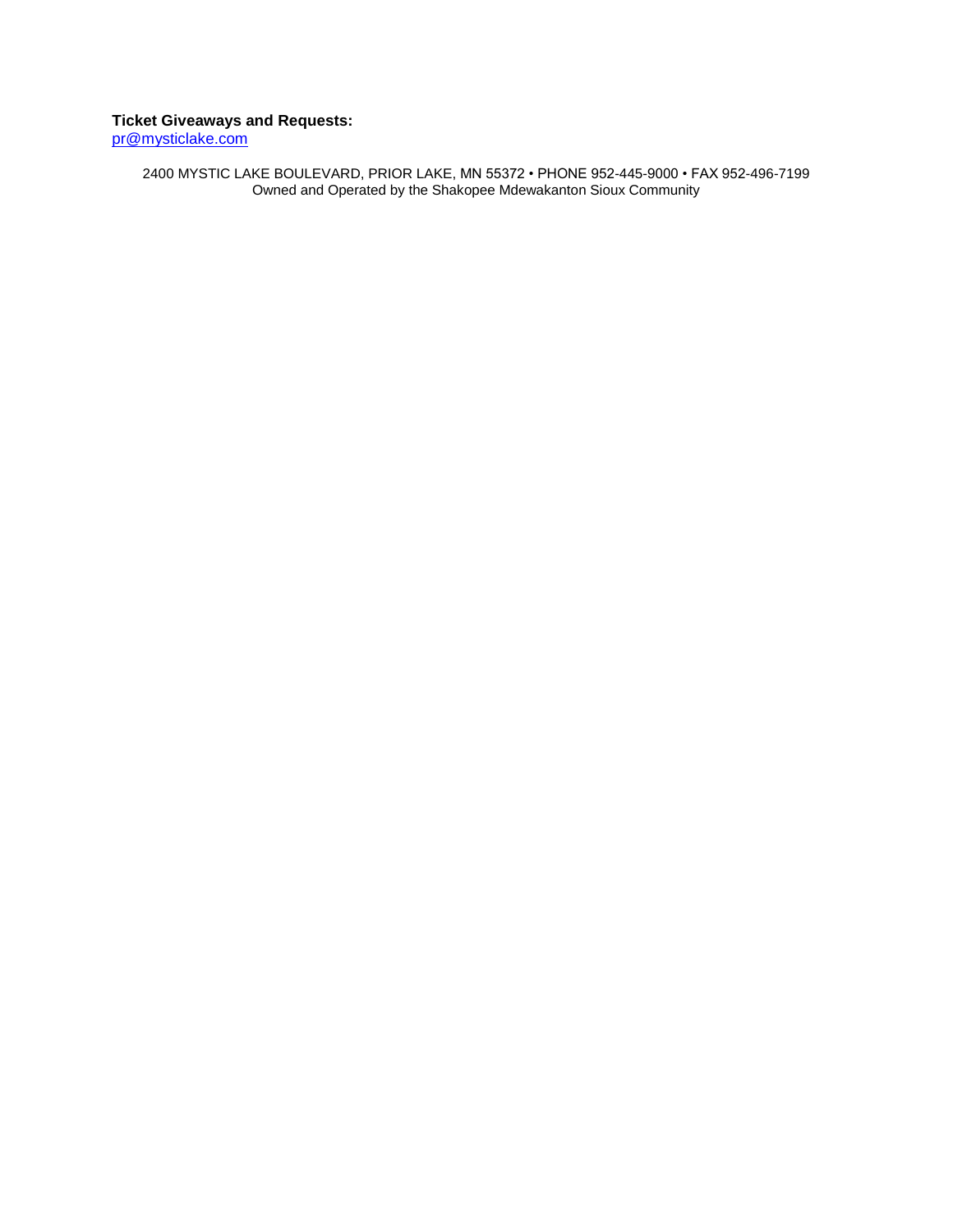**Ticket Giveaways and Requests:**
pr@mysticlake.com

2400 MYSTIC LAKE BOULEVARD, PRIOR LAKE, MN 55372 • PHONE 952-445-9000 • FAX 952-496-7199
Owned and Operated by the Shakopee Mdewakanton Sioux Community